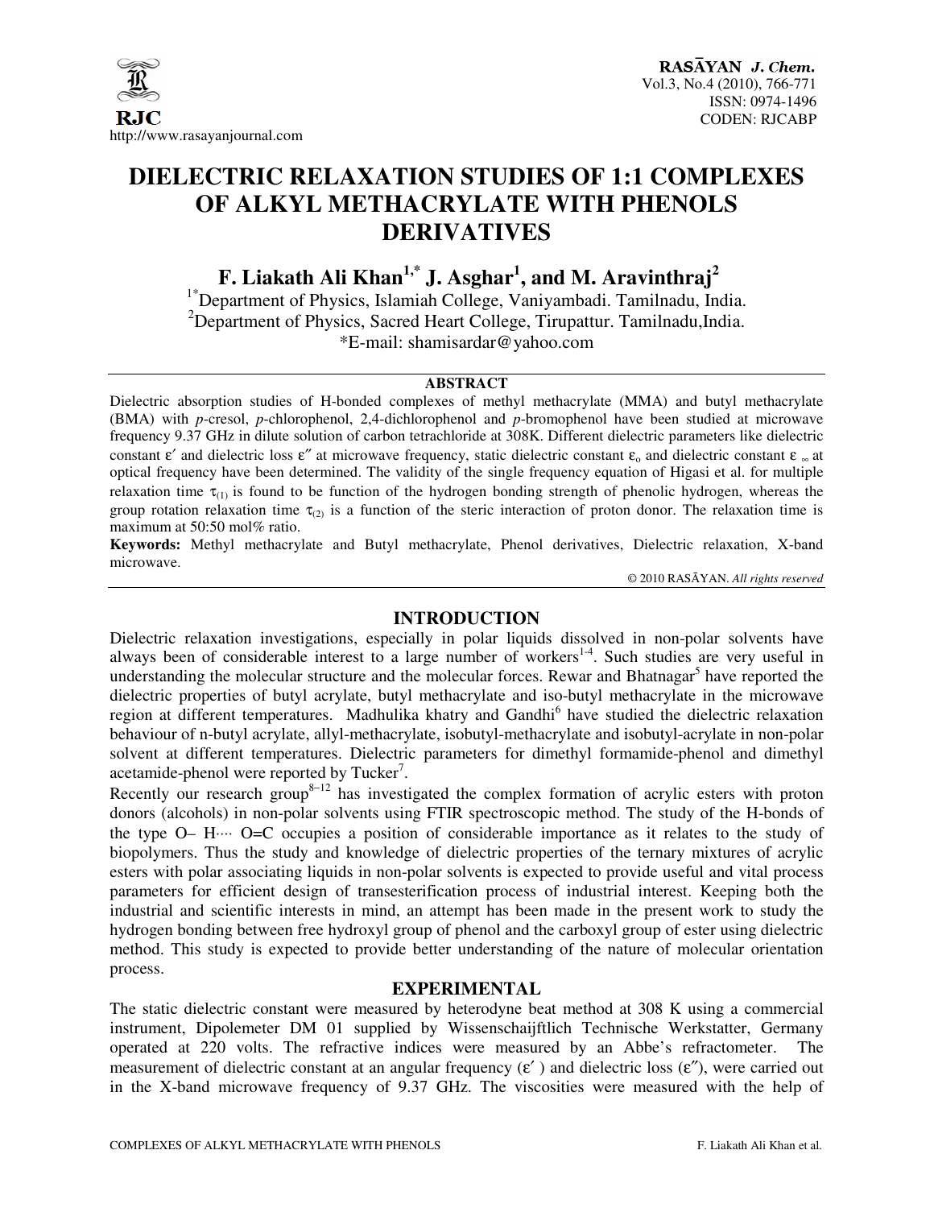# DIELECTRIC RELAXATION STUDIES OF 1:1 COMPLEXES OF ALKYL METHACRYLATE WITH PHENOLS DERIVATIVES

**F. Liakath Ali Khan[1,*] J. Asghar[1], and M. Aravinthraj[2]**

[1*]Department of Physics, Islamiah College, Vaniyambadi. Tamilnadu, India.
[2]Department of Physics, Sacred Heart College, Tirupattur. Tamilnadu,India.
*E-mail: shamisardar@yahoo.com

## ABSTRACT

Dielectric absorption studies of H-bonded complexes of methyl methacrylate (MMA) and butyl methacrylate (BMA) with *p*-cresol, *p*-chlorophenol, 2,4-dichlorophenol and *p*-bromophenol have been studied at microwave frequency 9.37 GHz in dilute solution of carbon tetrachloride at 308K. Different dielectric parameters like dielectric constant $\varepsilon'$ and dielectric loss $\varepsilon''$ at microwave frequency, static dielectric constant $\varepsilon_o$ and dielectric constant $\varepsilon_\infty$ at optical frequency have been determined. The validity of the single frequency equation of Higasi et al. for multiple relaxation time $\tau_{(1)}$ is found to be function of the hydrogen bonding strength of phenolic hydrogen, whereas the group rotation relaxation time $\tau_{(2)}$ is a function of the steric interaction of proton donor. The relaxation time is maximum at 50:50 mol% ratio.

**Keywords:** Methyl methacrylate and Butyl methacrylate, Phenol derivatives, Dielectric relaxation, X-band microwave.

© 2010 RASĀYAN. *All rights reserved*

## INTRODUCTION

Dielectric relaxation investigations, especially in polar liquids dissolved in non-polar solvents have always been of considerable interest to a large number of workers[1-4]. Such studies are very useful in understanding the molecular structure and the molecular forces. Rewar and Bhatnagar[5] have reported the dielectric properties of butyl acrylate, butyl methacrylate and iso-butyl methacrylate in the microwave region at different temperatures. Madhulika khatry and Gandhi[6] have studied the dielectric relaxation behaviour of n-butyl acrylate, allyl-methacrylate, isobutyl-methacrylate and isobutyl-acrylate in non-polar solvent at different temperatures. Dielectric parameters for dimethyl formamide-phenol and dimethyl acetamide-phenol were reported by Tucker[7].

Recently our research group[8–12] has investigated the complex formation of acrylic esters with proton donors (alcohols) in non-polar solvents using FTIR spectroscopic method. The study of the H-bonds of the type O– H···· O=C occupies a position of considerable importance as it relates to the study of biopolymers. Thus the study and knowledge of dielectric properties of the ternary mixtures of acrylic esters with polar associating liquids in non-polar solvents is expected to provide useful and vital process parameters for efficient design of transesterification process of industrial interest. Keeping both the industrial and scientific interests in mind, an attempt has been made in the present work to study the hydrogen bonding between free hydroxyl group of phenol and the carboxyl group of ester using dielectric method. This study is expected to provide better understanding of the nature of molecular orientation process.

## EXPERIMENTAL

The static dielectric constant were measured by heterodyne beat method at 308 K using a commercial instrument, Dipolemeter DM 01 supplied by Wissenschaijftlich Technische Werkstatter, Germany operated at 220 volts. The refractive indices were measured by an Abbe's refractometer. The measurement of dielectric constant at an angular frequency ($\varepsilon'$) and dielectric loss ($\varepsilon''$), were carried out in the X-band microwave frequency of 9.37 GHz. The viscosities were measured with the help of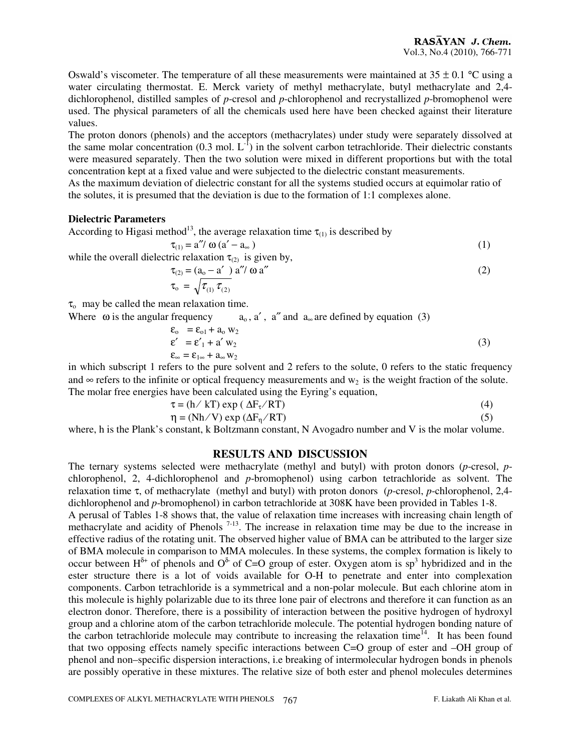Oswald's viscometer. The temperature of all these measurements were maintained at 35 ± 0.1 °C using a water circulating thermostat. E. Merck variety of methyl methacrylate, butyl methacrylate and 2,4-dichlorophenol, distilled samples of *p*-cresol and *p*-chlorophenol and recrystallized *p*-bromophenol were used. The physical parameters of all the chemicals used here have been checked against their literature values.

The proton donors (phenols) and the acceptors (methacrylates) under study were separately dissolved at the same molar concentration (0.3 mol. $L^{-1}$) in the solvent carbon tetrachloride. Their dielectric constants were measured separately. Then the two solution were mixed in different proportions but with the total concentration kept at a fixed value and were subjected to the dielectric constant measurements.

As the maximum deviation of dielectric constant for all the systems studied occurs at equimolar ratio of the solutes, it is presumed that the deviation is due to the formation of 1:1 complexes alone.

**Dielectric Parameters**

According to Higasi method[13], the average relaxation time $\tau_{(1)}$ is described by

$$\tau_{(1)} = a''/ \omega (a' - a_\infty) \tag{1}$$

while the overall dielectric relaxation $\tau_{(2)}$ is given by,

$$\tau_{(2)} = (a_o - a') a''/ \omega a'' \tag{2}$$

$$\tau_o = \sqrt{\tau_{(1)} \tau_{(2)}}$$

$\tau_o$ may be called the mean relaxation time.

Where $\omega$ is the angular frequency   $a_o$, $a'$, $a''$ and $a_\infty$ are defined by equation (3)

$$\begin{aligned} \varepsilon_o &= \varepsilon_{o1} + a_o w_2 \\ \varepsilon' &= \varepsilon'_1 + a' w_2 \\ \varepsilon_\infty &= \varepsilon_{1\infty} + a_\infty w_2 \end{aligned} \tag{3}$$

in which subscript 1 refers to the pure solvent and 2 refers to the solute, 0 refers to the static frequency and $\infty$ refers to the infinite or optical frequency measurements and $w_2$ is the weight fraction of the solute.

The molar free energies have been calculated using the Eyring's equation,

$$\tau = (h/ kT) \exp (\Delta F_\tau/RT) \tag{4}$$

$$\eta = (Nh/V) \exp (\Delta F_\eta/RT) \tag{5}$$

where, h is the Plank's constant, k Boltzmann constant, N Avogadro number and V is the molar volume.

## RESULTS AND DISCUSSION

The ternary systems selected were methacrylate (methyl and butyl) with proton donors (*p*-cresol, *p*-chlorophenol, 2, 4-dichlorophenol and *p*-bromophenol) using carbon tetrachloride as solvent. The relaxation time $\tau$, of methacrylate (methyl and butyl) with proton donors (*p*-cresol, *p*-chlorophenol, 2,4-dichlorophenol and *p*-bromophenol) in carbon tetrachloride at 308K have been provided in Tables 1-8.

A perusal of Tables 1-8 shows that, the value of relaxation time increases with increasing chain length of methacrylate and acidity of Phenols [7-13]. The increase in relaxation time may be due to the increase in effective radius of the rotating unit. The observed higher value of BMA can be attributed to the larger size of BMA molecule in comparison to MMA molecules. In these systems, the complex formation is likely to occur between $H^{\delta+}$ of phenols and $O^{\delta-}$ of C=O group of ester. Oxygen atom is $sp^3$ hybridized and in the ester structure there is a lot of voids available for O-H to penetrate and enter into complexation components. Carbon tetrachloride is a symmetrical and a non-polar molecule. But each chlorine atom in this molecule is highly polarizable due to its three lone pair of electrons and therefore it can function as an electron donor. Therefore, there is a possibility of interaction between the positive hydrogen of hydroxyl group and a chlorine atom of the carbon tetrachloride molecule. The potential hydrogen bonding nature of the carbon tetrachloride molecule may contribute to increasing the relaxation time[14]. It has been found that two opposing effects namely specific interactions between C=O group of ester and –OH group of phenol and non–specific dispersion interactions, i.e breaking of intermolecular hydrogen bonds in phenols are possibly operative in these mixtures. The relative size of both ester and phenol molecules determines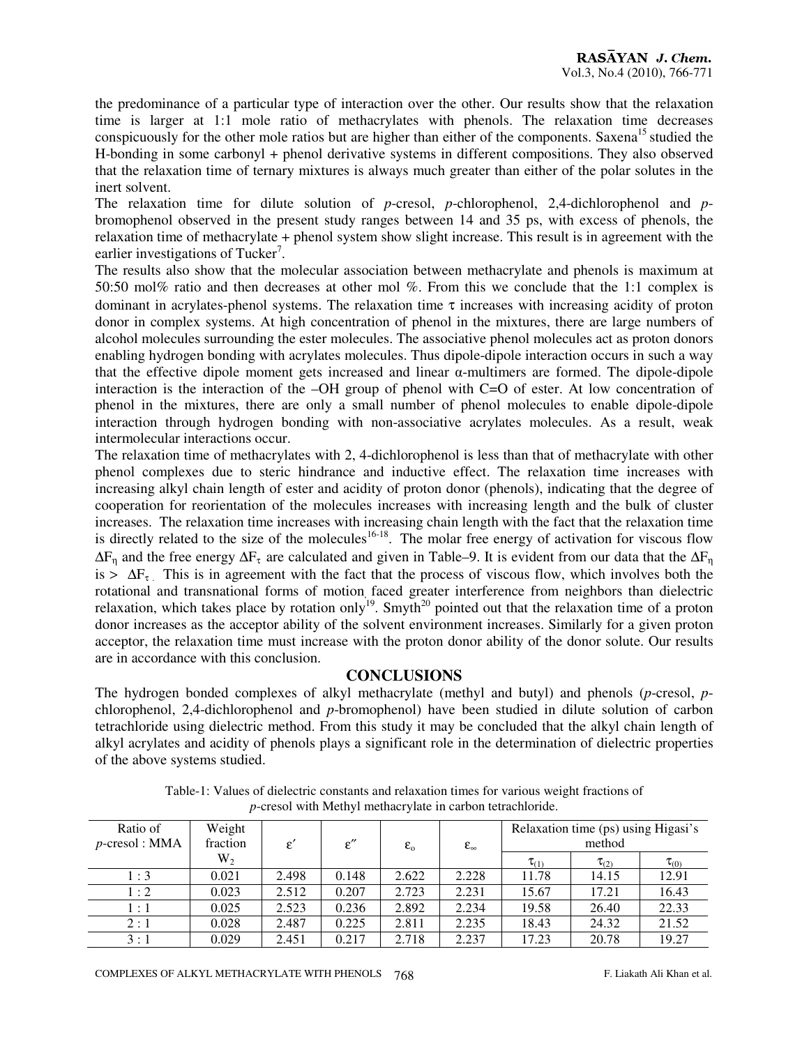the predominance of a particular type of interaction over the other. Our results show that the relaxation time is larger at 1:1 mole ratio of methacrylates with phenols. The relaxation time decreases conspicuously for the other mole ratios but are higher than either of the components. Saxena[15] studied the H-bonding in some carbonyl + phenol derivative systems in different compositions. They also observed that the relaxation time of ternary mixtures is always much greater than either of the polar solutes in the inert solvent.

The relaxation time for dilute solution of *p*-cresol, *p*-chlorophenol, 2,4-dichlorophenol and *p*-bromophenol observed in the present study ranges between 14 and 35 ps, with excess of phenols, the relaxation time of methacrylate + phenol system show slight increase. This result is in agreement with the earlier investigations of Tucker[7].

The results also show that the molecular association between methacrylate and phenols is maximum at 50:50 mol% ratio and then decreases at other mol %. From this we conclude that the 1:1 complex is dominant in acrylates-phenol systems. The relaxation time $\tau$ increases with increasing acidity of proton donor in complex systems. At high concentration of phenol in the mixtures, there are large numbers of alcohol molecules surrounding the ester molecules. The associative phenol molecules act as proton donors enabling hydrogen bonding with acrylates molecules. Thus dipole-dipole interaction occurs in such a way that the effective dipole moment gets increased and linear α-multimers are formed. The dipole-dipole interaction is the interaction of the –OH group of phenol with C=O of ester. At low concentration of phenol in the mixtures, there are only a small number of phenol molecules to enable dipole-dipole interaction through hydrogen bonding with non-associative acrylates molecules. As a result, weak intermolecular interactions occur.

The relaxation time of methacrylates with 2, 4-dichlorophenol is less than that of methacrylate with other phenol complexes due to steric hindrance and inductive effect. The relaxation time increases with increasing alkyl chain length of ester and acidity of proton donor (phenols), indicating that the degree of cooperation for reorientation of the molecules increases with increasing length and the bulk of cluster increases. The relaxation time increases with increasing chain length with the fact that the relaxation time is directly related to the size of the molecules[16-18]. The molar free energy of activation for viscous flow $\Delta F_\eta$ and the free energy $\Delta F_\tau$ are calculated and given in Table–9. It is evident from our data that the $\Delta F_\eta$ is > $\Delta F_\tau$. This is in agreement with the fact that the process of viscous flow, which involves both the rotational and transnational forms of motion faced greater interference from neighbors than dielectric relaxation, which takes place by rotation only[19]. Smyth[20] pointed out that the relaxation time of a proton donor increases as the acceptor ability of the solvent environment increases. Similarly for a given proton acceptor, the relaxation time must increase with the proton donor ability of the donor solute. Our results are in accordance with this conclusion.

## CONCLUSIONS

The hydrogen bonded complexes of alkyl methacrylate (methyl and butyl) and phenols (*p*-cresol, *p*-chlorophenol, 2,4-dichlorophenol and *p*-bromophenol) have been studied in dilute solution of carbon tetrachloride using dielectric method. From this study it may be concluded that the alkyl chain length of alkyl acrylates and acidity of phenols plays a significant role in the determination of dielectric properties of the above systems studied.

Table-1: Values of dielectric constants and relaxation times for various weight fractions of *p*-cresol with Methyl methacrylate in carbon tetrachloride.

| Ratio of *p*-cresol : MMA | Weight fraction $W_2$ | $\varepsilon'$ | $\varepsilon''$ | $\varepsilon_o$ | $\varepsilon_\infty$ | Relaxation time (ps) using Higasi's method | | |
|---|---|---|---|---|---|---|---|---|
| | | | | | | $\tau_{(1)}$ | $\tau_{(2)}$ | $\tau_{(0)}$ |
| 1 : 3 | 0.021 | 2.498 | 0.148 | 2.622 | 2.228 | 11.78 | 14.15 | 12.91 |
| 1 : 2 | 0.023 | 2.512 | 0.207 | 2.723 | 2.231 | 15.67 | 17.21 | 16.43 |
| 1 : 1 | 0.025 | 2.523 | 0.236 | 2.892 | 2.234 | 19.58 | 26.40 | 22.33 |
| 2 : 1 | 0.028 | 2.487 | 0.225 | 2.811 | 2.235 | 18.43 | 24.32 | 21.52 |
| 3 : 1 | 0.029 | 2.451 | 0.217 | 2.718 | 2.237 | 17.23 | 20.78 | 19.27 |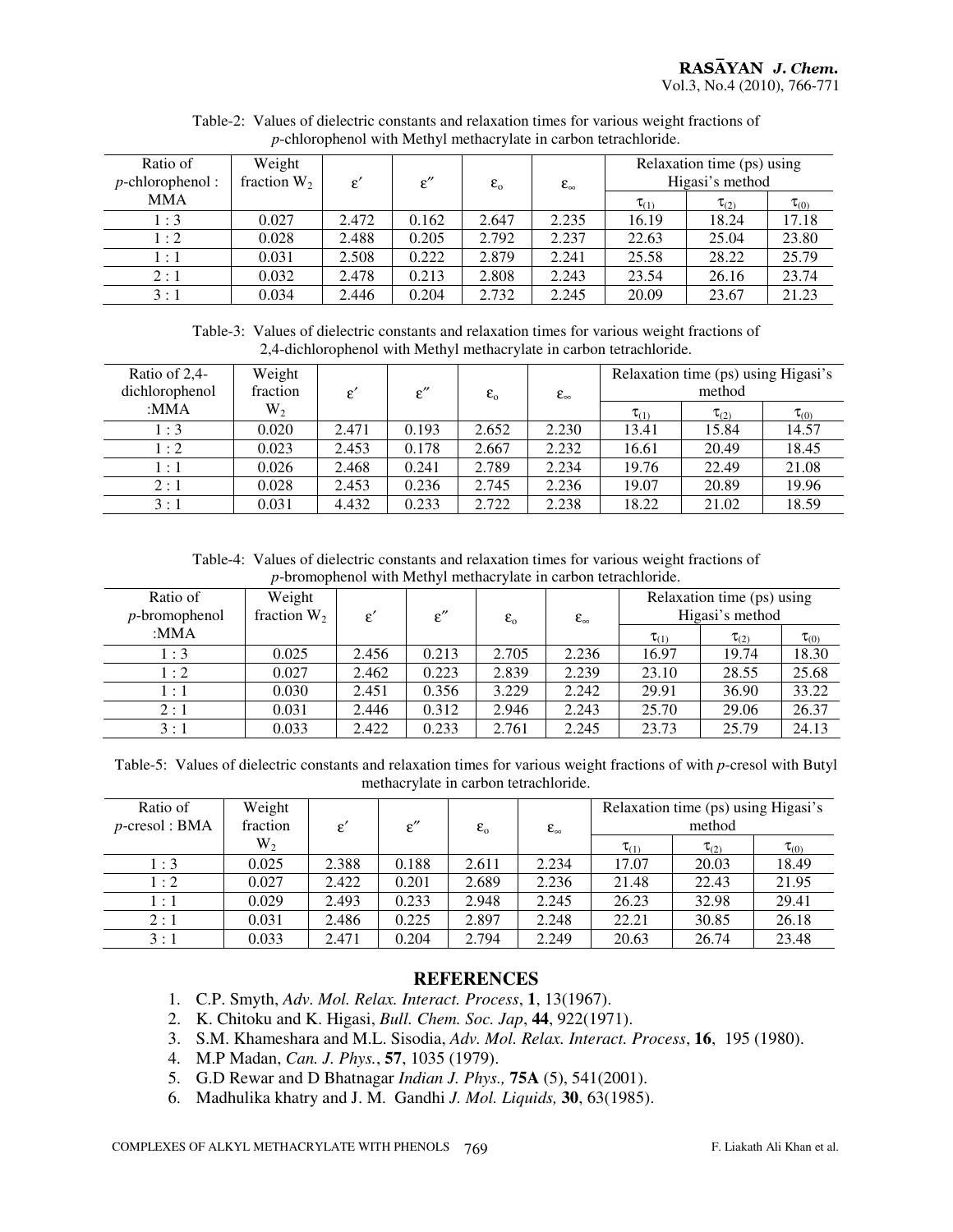Table-2: Values of dielectric constants and relaxation times for various weight fractions of *p*-chlorophenol with Methyl methacrylate in carbon tetrachloride.

| Ratio of *p*-chlorophenol : MMA | Weight fraction $W_2$ | $\varepsilon'$ | $\varepsilon''$ | $\varepsilon_o$ | $\varepsilon_\infty$ | Relaxation time (ps) using Higasi's method | | |
|---|---|---|---|---|---|---|---|---|
| | | | | | | $\tau_{(1)}$ | $\tau_{(2)}$ | $\tau_{(0)}$ |
| 1 : 3 | 0.027 | 2.472 | 0.162 | 2.647 | 2.235 | 16.19 | 18.24 | 17.18 |
| 1 : 2 | 0.028 | 2.488 | 0.205 | 2.792 | 2.237 | 22.63 | 25.04 | 23.80 |
| 1 : 1 | 0.031 | 2.508 | 0.222 | 2.879 | 2.241 | 25.58 | 28.22 | 25.79 |
| 2 : 1 | 0.032 | 2.478 | 0.213 | 2.808 | 2.243 | 23.54 | 26.16 | 23.74 |
| 3 : 1 | 0.034 | 2.446 | 0.204 | 2.732 | 2.245 | 20.09 | 23.67 | 21.23 |

Table-3: Values of dielectric constants and relaxation times for various weight fractions of 2,4-dichlorophenol with Methyl methacrylate in carbon tetrachloride.

| Ratio of 2,4-dichlorophenol :MMA | Weight fraction $W_2$ | $\varepsilon'$ | $\varepsilon''$ | $\varepsilon_o$ | $\varepsilon_\infty$ | Relaxation time (ps) using Higasi's method | | |
|---|---|---|---|---|---|---|---|---|
| | | | | | | $\tau_{(1)}$ | $\tau_{(2)}$ | $\tau_{(0)}$ |
| 1 : 3 | 0.020 | 2.471 | 0.193 | 2.652 | 2.230 | 13.41 | 15.84 | 14.57 |
| 1 : 2 | 0.023 | 2.453 | 0.178 | 2.667 | 2.232 | 16.61 | 20.49 | 18.45 |
| 1 : 1 | 0.026 | 2.468 | 0.241 | 2.789 | 2.234 | 19.76 | 22.49 | 21.08 |
| 2 : 1 | 0.028 | 2.453 | 0.236 | 2.745 | 2.236 | 19.07 | 20.89 | 19.96 |
| 3 : 1 | 0.031 | 4.432 | 0.233 | 2.722 | 2.238 | 18.22 | 21.02 | 18.59 |

Table-4: Values of dielectric constants and relaxation times for various weight fractions of *p*-bromophenol with Methyl methacrylate in carbon tetrachloride.

| Ratio of *p*-bromophenol :MMA | Weight fraction $W_2$ | $\varepsilon'$ | $\varepsilon''$ | $\varepsilon_o$ | $\varepsilon_\infty$ | Relaxation time (ps) using Higasi's method | | |
|---|---|---|---|---|---|---|---|---|
| | | | | | | $\tau_{(1)}$ | $\tau_{(2)}$ | $\tau_{(0)}$ |
| 1 : 3 | 0.025 | 2.456 | 0.213 | 2.705 | 2.236 | 16.97 | 19.74 | 18.30 |
| 1 : 2 | 0.027 | 2.462 | 0.223 | 2.839 | 2.239 | 23.10 | 28.55 | 25.68 |
| 1 : 1 | 0.030 | 2.451 | 0.356 | 3.229 | 2.242 | 29.91 | 36.90 | 33.22 |
| 2 : 1 | 0.031 | 2.446 | 0.312 | 2.946 | 2.243 | 25.70 | 29.06 | 26.37 |
| 3 : 1 | 0.033 | 2.422 | 0.233 | 2.761 | 2.245 | 23.73 | 25.79 | 24.13 |

Table-5: Values of dielectric constants and relaxation times for various weight fractions of with *p*-cresol with Butyl methacrylate in carbon tetrachloride.

| Ratio of *p*-cresol : BMA | Weight fraction $W_2$ | $\varepsilon'$ | $\varepsilon''$ | $\varepsilon_o$ | $\varepsilon_\infty$ | Relaxation time (ps) using Higasi's method | | |
|---|---|---|---|---|---|---|---|---|
| | | | | | | $\tau_{(1)}$ | $\tau_{(2)}$ | $\tau_{(0)}$ |
| 1 : 3 | 0.025 | 2.388 | 0.188 | 2.611 | 2.234 | 17.07 | 20.03 | 18.49 |
| 1 : 2 | 0.027 | 2.422 | 0.201 | 2.689 | 2.236 | 21.48 | 22.43 | 21.95 |
| 1 : 1 | 0.029 | 2.493 | 0.233 | 2.948 | 2.245 | 26.23 | 32.98 | 29.41 |
| 2 : 1 | 0.031 | 2.486 | 0.225 | 2.897 | 2.248 | 22.21 | 30.85 | 26.18 |
| 3 : 1 | 0.033 | 2.471 | 0.204 | 2.794 | 2.249 | 20.63 | 26.74 | 23.48 |

## REFERENCES

1. C.P. Smyth, *Adv. Mol. Relax. Interact. Process*, **1**, 13(1967).
2. K. Chitoku and K. Higasi, *Bull. Chem. Soc. Jap*, **44**, 922(1971).
3. S.M. Khameshara and M.L. Sisodia, *Adv. Mol. Relax. Interact. Process*, **16**, 195 (1980).
4. M.P Madan, *Can. J. Phys.*, **57**, 1035 (1979).
5. G.D Rewar and D Bhatnagar *Indian J. Phys.,* **75A** (5), 541(2001).
6. Madhulika khatry and J. M. Gandhi *J. Mol. Liquids,* **30**, 63(1985).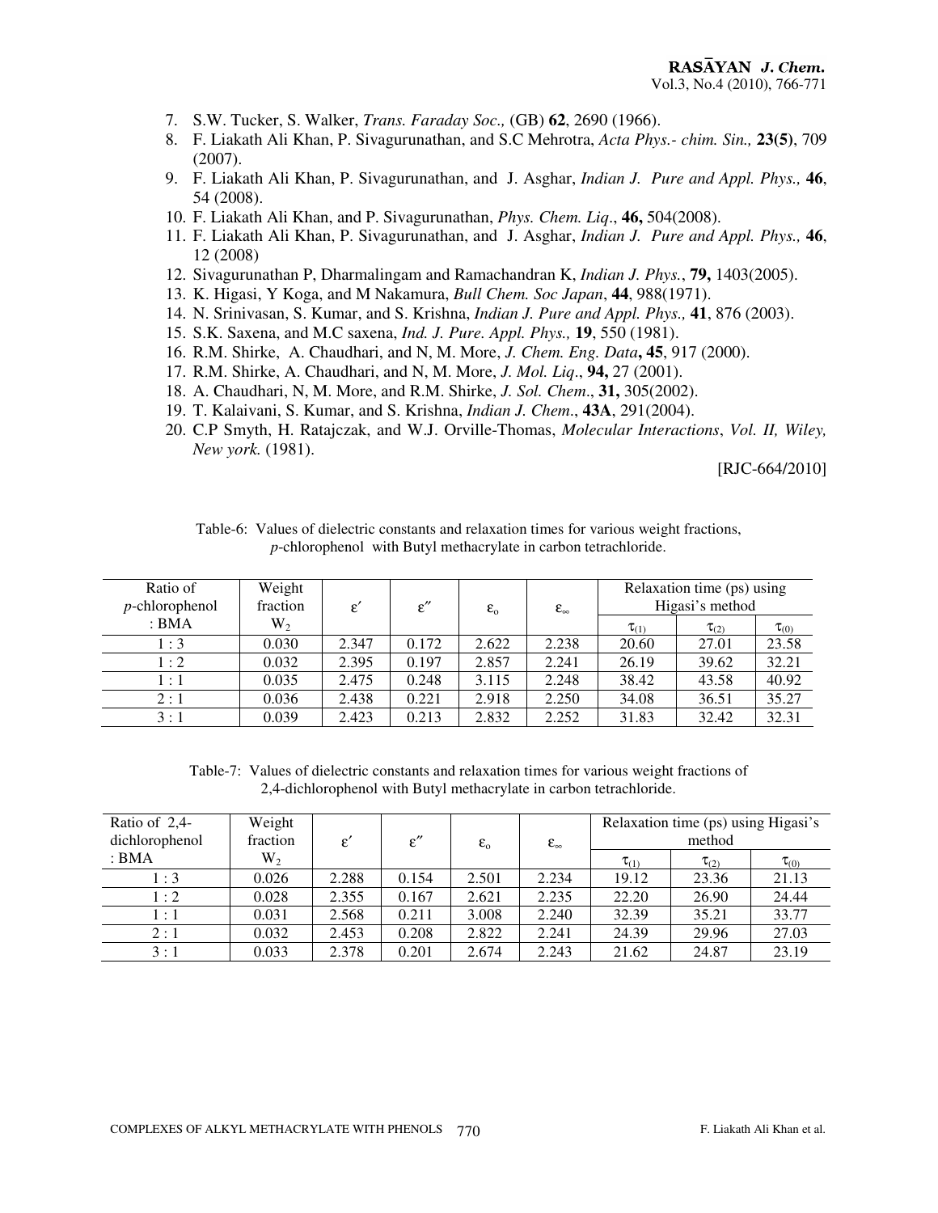7. S.W. Tucker, S. Walker, *Trans. Faraday Soc.,* (GB) **62**, 2690 (1966).
8. F. Liakath Ali Khan, P. Sivagurunathan, and S.C Mehrotra, *Acta Phys.- chim. Sin.,* **23(5)**, 709 (2007).
9. F. Liakath Ali Khan, P. Sivagurunathan, and J. Asghar, *Indian J. Pure and Appl. Phys.,* **46**, 54 (2008).
10. F. Liakath Ali Khan, and P. Sivagurunathan, *Phys. Chem. Liq*., **46,** 504(2008).
11. F. Liakath Ali Khan, P. Sivagurunathan, and J. Asghar, *Indian J. Pure and Appl. Phys.,* **46**, 12 (2008)
12. Sivagurunathan P, Dharmalingam and Ramachandran K, *Indian J. Phys.*, **79,** 1403(2005).
13. K. Higasi, Y Koga, and M Nakamura, *Bull Chem. Soc Japan*, **44**, 988(1971).
14. N. Srinivasan, S. Kumar, and S. Krishna, *Indian J. Pure and Appl. Phys.,* **41**, 876 (2003).
15. S.K. Saxena, and M.C saxena, *Ind. J. Pure. Appl. Phys.,* **19**, 550 (1981).
16. R.M. Shirke, A. Chaudhari, and N, M. More, *J. Chem. Eng. Data***, 45**, 917 (2000).
17. R.M. Shirke, A. Chaudhari, and N, M. More, *J. Mol. Liq*., **94,** 27 (2001).
18. A. Chaudhari, N, M. More, and R.M. Shirke, *J. Sol. Chem*., **31,** 305(2002).
19. T. Kalaivani, S. Kumar, and S. Krishna, *Indian J. Chem*., **43A**, 291(2004).
20. C.P Smyth, H. Ratajczak, and W.J. Orville-Thomas, *Molecular Interactions*, *Vol. II, Wiley, New york.* (1981).

[RJC-664/2010]

Table-6: Values of dielectric constants and relaxation times for various weight fractions, *p*-chlorophenol with Butyl methacrylate in carbon tetrachloride.

| Ratio of *p*-chlorophenol : BMA | Weight fraction $W_2$ | $\varepsilon'$ | $\varepsilon''$ | $\varepsilon_o$ | $\varepsilon_\infty$ | Relaxation time (ps) using Higasi's method | | |
|---|---|---|---|---|---|---|---|---|
| | | | | | | $\tau_{(1)}$ | $\tau_{(2)}$ | $\tau_{(0)}$ |
| 1 : 3 | 0.030 | 2.347 | 0.172 | 2.622 | 2.238 | 20.60 | 27.01 | 23.58 |
| 1 : 2 | 0.032 | 2.395 | 0.197 | 2.857 | 2.241 | 26.19 | 39.62 | 32.21 |
| 1 : 1 | 0.035 | 2.475 | 0.248 | 3.115 | 2.248 | 38.42 | 43.58 | 40.92 |
| 2 : 1 | 0.036 | 2.438 | 0.221 | 2.918 | 2.250 | 34.08 | 36.51 | 35.27 |
| 3 : 1 | 0.039 | 2.423 | 0.213 | 2.832 | 2.252 | 31.83 | 32.42 | 32.31 |

Table-7: Values of dielectric constants and relaxation times for various weight fractions of 2,4-dichlorophenol with Butyl methacrylate in carbon tetrachloride.

| Ratio of 2,4-dichlorophenol : BMA | Weight fraction $W_2$ | $\varepsilon'$ | $\varepsilon''$ | $\varepsilon_o$ | $\varepsilon_\infty$ | Relaxation time (ps) using Higasi's method | | |
|---|---|---|---|---|---|---|---|---|
| | | | | | | $\tau_{(1)}$ | $\tau_{(2)}$ | $\tau_{(0)}$ |
| 1 : 3 | 0.026 | 2.288 | 0.154 | 2.501 | 2.234 | 19.12 | 23.36 | 21.13 |
| 1 : 2 | 0.028 | 2.355 | 0.167 | 2.621 | 2.235 | 22.20 | 26.90 | 24.44 |
| 1 : 1 | 0.031 | 2.568 | 0.211 | 3.008 | 2.240 | 32.39 | 35.21 | 33.77 |
| 2 : 1 | 0.032 | 2.453 | 0.208 | 2.822 | 2.241 | 24.39 | 29.96 | 27.03 |
| 3 : 1 | 0.033 | 2.378 | 0.201 | 2.674 | 2.243 | 21.62 | 24.87 | 23.19 |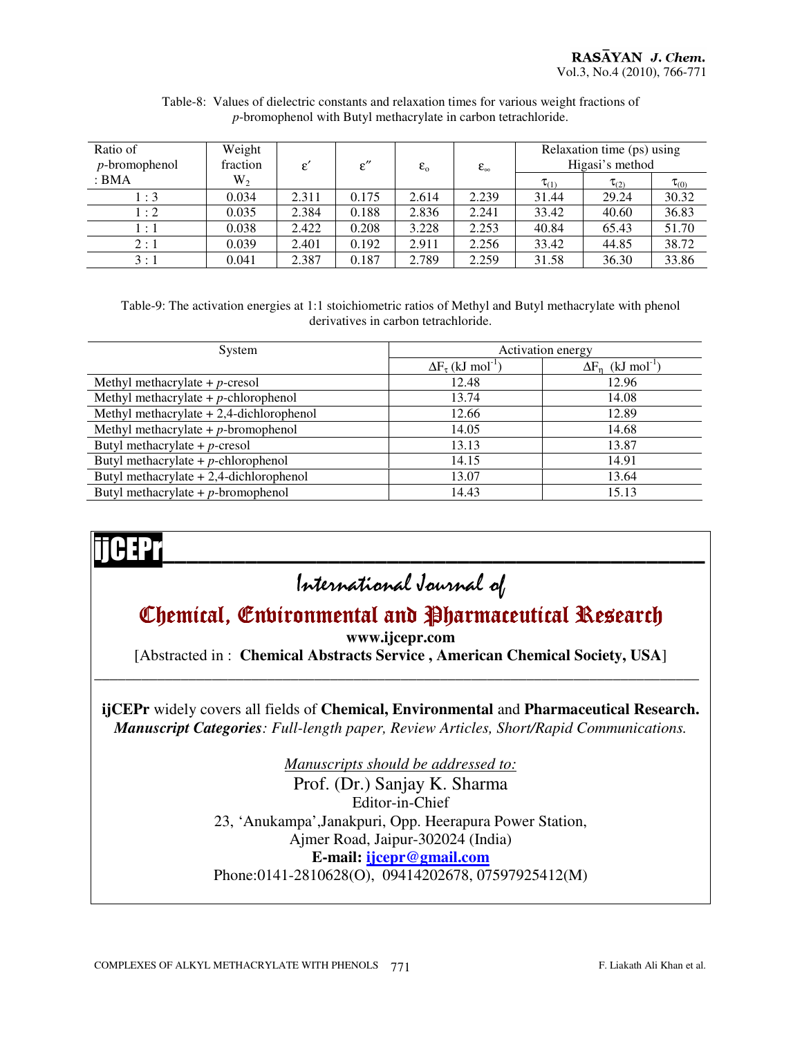Table-8: Values of dielectric constants and relaxation times for various weight fractions of *p*-bromophenol with Butyl methacrylate in carbon tetrachloride.

| Ratio of *p*-bromophenol : BMA | Weight fraction $W_2$ | $\varepsilon'$ | $\varepsilon''$ | $\varepsilon_o$ | $\varepsilon_\infty$ | Relaxation time (ps) using Higasi's method | | |
|---|---|---|---|---|---|---|---|---|
| | | | | | | $\tau_{(1)}$ | $\tau_{(2)}$ | $\tau_{(0)}$ |
| 1 : 3 | 0.034 | 2.311 | 0.175 | 2.614 | 2.239 | 31.44 | 29.24 | 30.32 |
| 1 : 2 | 0.035 | 2.384 | 0.188 | 2.836 | 2.241 | 33.42 | 40.60 | 36.83 |
| 1 : 1 | 0.038 | 2.422 | 0.208 | 3.228 | 2.253 | 40.84 | 65.43 | 51.70 |
| 2 : 1 | 0.039 | 2.401 | 0.192 | 2.911 | 2.256 | 33.42 | 44.85 | 38.72 |
| 3 : 1 | 0.041 | 2.387 | 0.187 | 2.789 | 2.259 | 31.58 | 36.30 | 33.86 |

Table-9: The activation energies at 1:1 stoichiometric ratios of Methyl and Butyl methacrylate with phenol derivatives in carbon tetrachloride.

| System | Activation energy | |
|---|---|---|
| | $\Delta F_\tau$ (kJ mol$^{-1}$) | $\Delta F_\eta$ (kJ mol$^{-1}$) |
| Methyl methacrylate + *p*-cresol | 12.48 | 12.96 |
| Methyl methacrylate + *p*-chlorophenol | 13.74 | 14.08 |
| Methyl methacrylate + 2,4-dichlorophenol | 12.66 | 12.89 |
| Methyl methacrylate + *p*-bromophenol | 14.05 | 14.68 |
| Butyl methacrylate + *p*-cresol | 13.13 | 13.87 |
| Butyl methacrylate + *p*-chlorophenol | 14.15 | 14.91 |
| Butyl methacrylate + 2,4-dichlorophenol | 13.07 | 13.64 |
| Butyl methacrylate + *p*-bromophenol | 14.43 | 15.13 |

**ijCEPr**

*International Journal of*

**Chemical, Environmental and Pharmaceutical Research**

**www.ijcepr.com**

[Abstracted in : **Chemical Abstracts Service , American Chemical Society, USA**]

**ijCEPr** widely covers all fields of **Chemical, Environmental** and **Pharmaceutical Research.**
***Manuscript Categories****: Full-length paper, Review Articles, Short/Rapid Communications.*

*Manuscripts should be addressed to:*

Prof. (Dr.) Sanjay K. Sharma
Editor-in-Chief
23, 'Anukampa',Janakpuri, Opp. Heerapura Power Station,
Ajmer Road, Jaipur-302024 (India)
**E-mail: ijcepr@gmail.com**
Phone:0141-2810628(O), 09414202678, 07597925412(M)